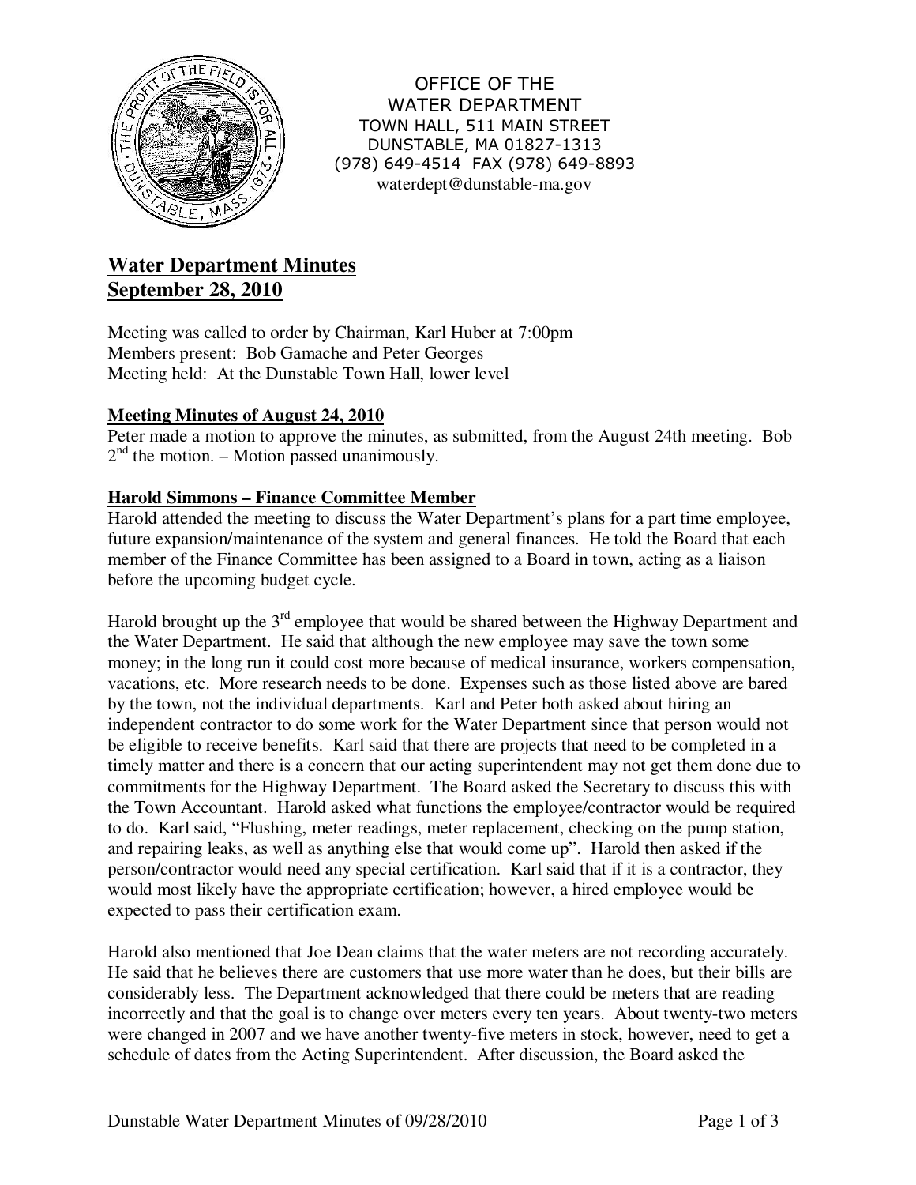OFFICE OF THE
WATER DEPARTMENT
TOWN HALL, 511 MAIN STREET
DUNSTABLE, MA 01827-1313
(978) 649-4514 FAX (978) 649-8893
waterdept@dunstable-ma.gov

# Water Department Minutes
# September 28, 2010

Meeting was called to order by Chairman, Karl Huber at 7:00pm
Members present: Bob Gamache and Peter Georges
Meeting held: At the Dunstable Town Hall, lower level

## Meeting Minutes of August 24, 2010

Peter made a motion to approve the minutes, as submitted, from the August 24th meeting. Bob 2nd the motion. – Motion passed unanimously.

## Harold Simmons – Finance Committee Member

Harold attended the meeting to discuss the Water Department's plans for a part time employee, future expansion/maintenance of the system and general finances. He told the Board that each member of the Finance Committee has been assigned to a Board in town, acting as a liaison before the upcoming budget cycle.

Harold brought up the 3rd employee that would be shared between the Highway Department and the Water Department. He said that although the new employee may save the town some money; in the long run it could cost more because of medical insurance, workers compensation, vacations, etc. More research needs to be done. Expenses such as those listed above are bared by the town, not the individual departments. Karl and Peter both asked about hiring an independent contractor to do some work for the Water Department since that person would not be eligible to receive benefits. Karl said that there are projects that need to be completed in a timely matter and there is a concern that our acting superintendent may not get them done due to commitments for the Highway Department. The Board asked the Secretary to discuss this with the Town Accountant. Harold asked what functions the employee/contractor would be required to do. Karl said, "Flushing, meter readings, meter replacement, checking on the pump station, and repairing leaks, as well as anything else that would come up". Harold then asked if the person/contractor would need any special certification. Karl said that if it is a contractor, they would most likely have the appropriate certification; however, a hired employee would be expected to pass their certification exam.

Harold also mentioned that Joe Dean claims that the water meters are not recording accurately. He said that he believes there are customers that use more water than he does, but their bills are considerably less. The Department acknowledged that there could be meters that are reading incorrectly and that the goal is to change over meters every ten years. About twenty-two meters were changed in 2007 and we have another twenty-five meters in stock, however, need to get a schedule of dates from the Acting Superintendent. After discussion, the Board asked the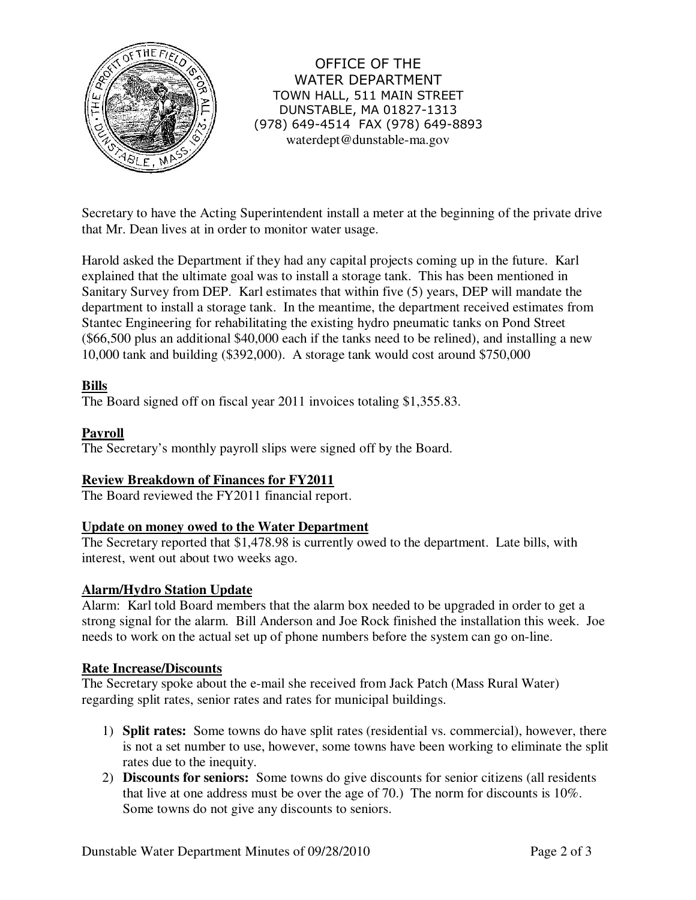OFFICE OF THE
WATER DEPARTMENT
TOWN HALL, 511 MAIN STREET
DUNSTABLE, MA 01827-1313
(978) 649-4514 FAX (978) 649-8893
waterdept@dunstable-ma.gov

Secretary to have the Acting Superintendent install a meter at the beginning of the private drive that Mr. Dean lives at in order to monitor water usage.

Harold asked the Department if they had any capital projects coming up in the future. Karl explained that the ultimate goal was to install a storage tank. This has been mentioned in Sanitary Survey from DEP. Karl estimates that within five (5) years, DEP will mandate the department to install a storage tank. In the meantime, the department received estimates from Stantec Engineering for rehabilitating the existing hydro pneumatic tanks on Pond Street ($66,500 plus an additional $40,000 each if the tanks need to be relined), and installing a new 10,000 tank and building ($392,000). A storage tank would cost around $750,000

**Bills**

The Board signed off on fiscal year 2011 invoices totaling $1,355.83.

**Payroll**

The Secretary's monthly payroll slips were signed off by the Board.

**Review Breakdown of Finances for FY2011**

The Board reviewed the FY2011 financial report.

**Update on money owed to the Water Department**

The Secretary reported that $1,478.98 is currently owed to the department. Late bills, with interest, went out about two weeks ago.

**Alarm/Hydro Station Update**

Alarm: Karl told Board members that the alarm box needed to be upgraded in order to get a strong signal for the alarm. Bill Anderson and Joe Rock finished the installation this week. Joe needs to work on the actual set up of phone numbers before the system can go on-line.

**Rate Increase/Discounts**

The Secretary spoke about the e-mail she received from Jack Patch (Mass Rural Water) regarding split rates, senior rates and rates for municipal buildings.

1) **Split rates:** Some towns do have split rates (residential vs. commercial), however, there is not a set number to use, however, some towns have been working to eliminate the split rates due to the inequity.
2) **Discounts for seniors:** Some towns do give discounts for senior citizens (all residents that live at one address must be over the age of 70.) The norm for discounts is 10%. Some towns do not give any discounts to seniors.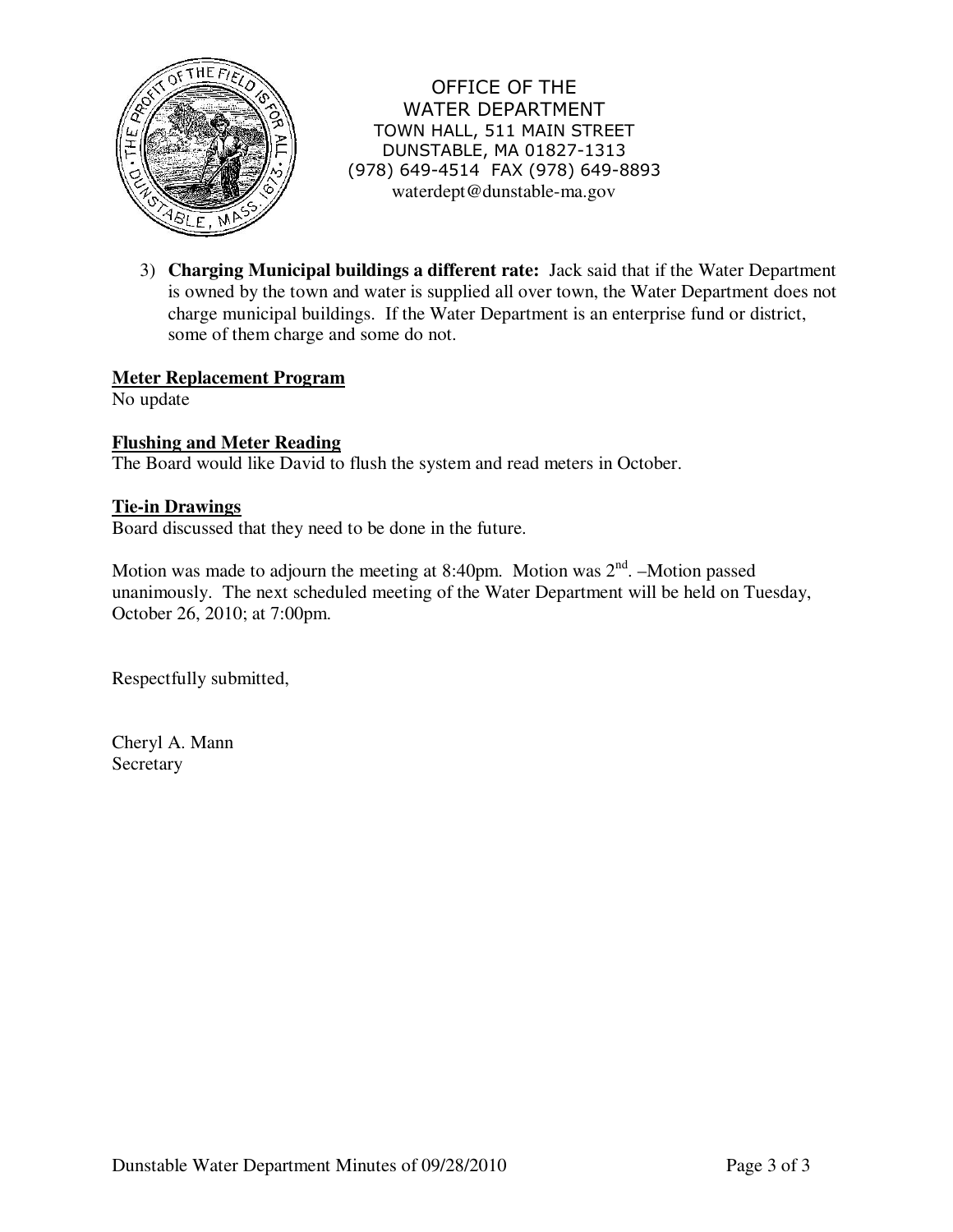OFFICE OF THE
WATER DEPARTMENT
TOWN HALL, 511 MAIN STREET
DUNSTABLE, MA 01827-1313
(978) 649-4514 FAX (978) 649-8893
waterdept@dunstable-ma.gov

3) **Charging Municipal buildings a different rate:** Jack said that if the Water Department is owned by the town and water is supplied all over town, the Water Department does not charge municipal buildings. If the Water Department is an enterprise fund or district, some of them charge and some do not.

**Meter Replacement Program**

No update

**Flushing and Meter Reading**

The Board would like David to flush the system and read meters in October.

**Tie-in Drawings**

Board discussed that they need to be done in the future.

Motion was made to adjourn the meeting at 8:40pm. Motion was 2nd. –Motion passed unanimously. The next scheduled meeting of the Water Department will be held on Tuesday, October 26, 2010; at 7:00pm.

Respectfully submitted,

Cheryl A. Mann
Secretary